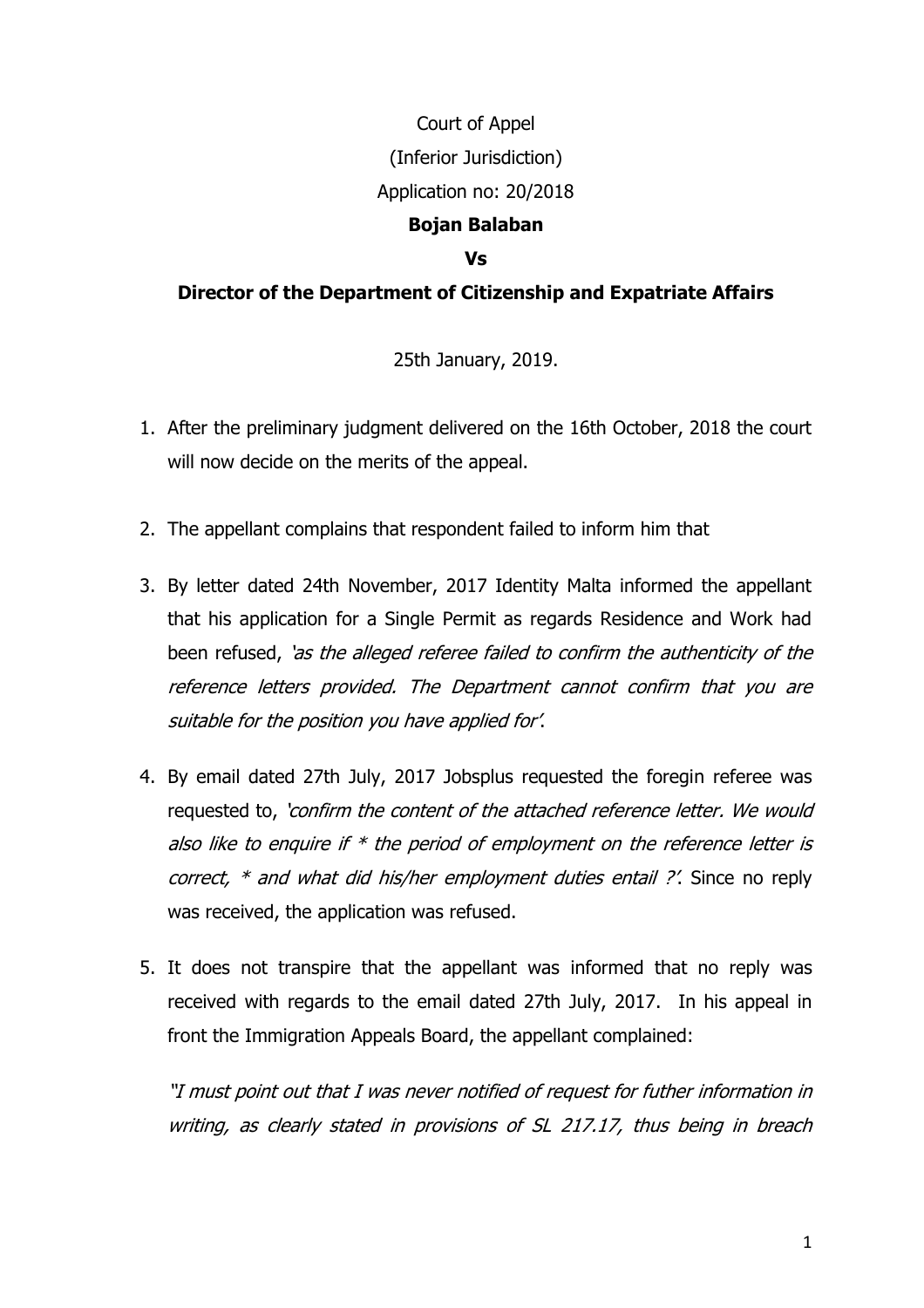Court of Appel

(Inferior Jurisdiction)

Application no: 20/2018

**Bojan Balaban**

**Vs**

**Director of the Department of Citizenship and Expatriate Affairs**

25th January, 2019.

1. After the preliminary judgment delivered on the 16th October, 2018 the court will now decide on the merits of the appeal.

2. The appellant complains that respondent failed to inform him that

3. By letter dated 24th November, 2017 Identity Malta informed the appellant that his application for a Single Permit as regards Residence and Work had been refused, *'as the alleged referee failed to confirm the authenticity of the reference letters provided. The Department cannot confirm that you are suitable for the position you have applied for'*.

4. By email dated 27th July, 2017 Jobsplus requested the foregin referee was requested to, *'confirm the content of the attached reference letter. We would also like to enquire if * the period of employment on the reference letter is correct, * and what did his/her employment duties entail ?'*. Since no reply was received, the application was refused.

5. It does not transpire that the appellant was informed that no reply was received with regards to the email dated 27th July, 2017. In his appeal in front the Immigration Appeals Board, the appellant complained:

   *"I must point out that I was never notified of request for futher information in writing, as clearly stated in provisions of SL 217.17, thus being in breach*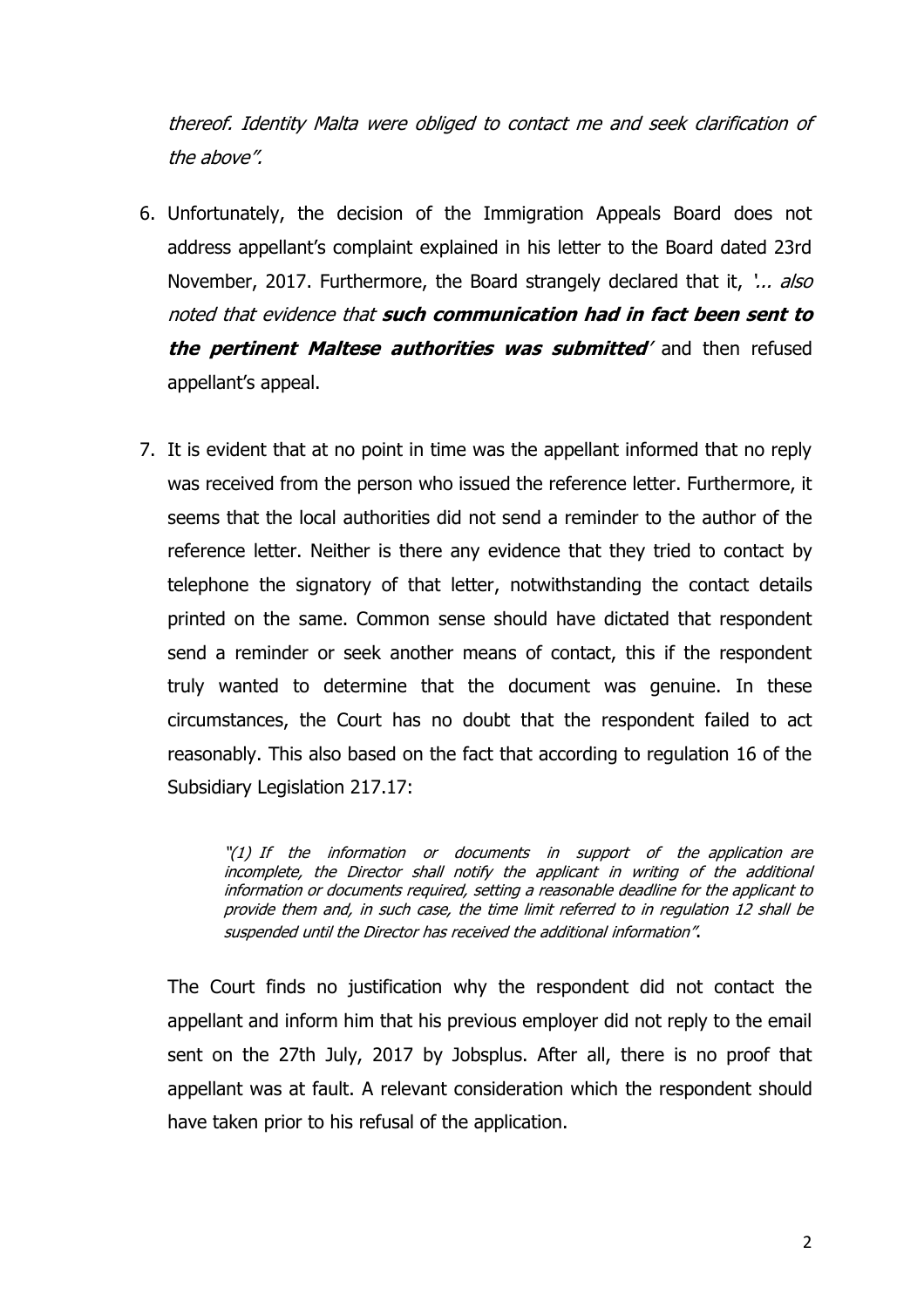*thereof. Identity Malta were obliged to contact me and seek clarification of the above".*

6. Unfortunately, the decision of the Immigration Appeals Board does not address appellant's complaint explained in his letter to the Board dated 23rd November, 2017. Furthermore, the Board strangely declared that it, *'... also noted that evidence that* ***such communication had in fact been sent to the pertinent Maltese authorities was submitted****'* and then refused appellant's appeal.

7. It is evident that at no point in time was the appellant informed that no reply was received from the person who issued the reference letter. Furthermore, it seems that the local authorities did not send a reminder to the author of the reference letter. Neither is there any evidence that they tried to contact by telephone the signatory of that letter, notwithstanding the contact details printed on the same. Common sense should have dictated that respondent send a reminder or seek another means of contact, this if the respondent truly wanted to determine that the document was genuine. In these circumstances, the Court has no doubt that the respondent failed to act reasonably. This also based on the fact that according to regulation 16 of the Subsidiary Legislation 217.17:

   > *"(1) If the information or documents in support of the application are incomplete, the Director shall notify the applicant in writing of the additional information or documents required, setting a reasonable deadline for the applicant to provide them and, in such case, the time limit referred to in regulation 12 shall be suspended until the Director has received the additional information".*

   The Court finds no justification why the respondent did not contact the appellant and inform him that his previous employer did not reply to the email sent on the 27th July, 2017 by Jobsplus. After all, there is no proof that appellant was at fault. A relevant consideration which the respondent should have taken prior to his refusal of the application.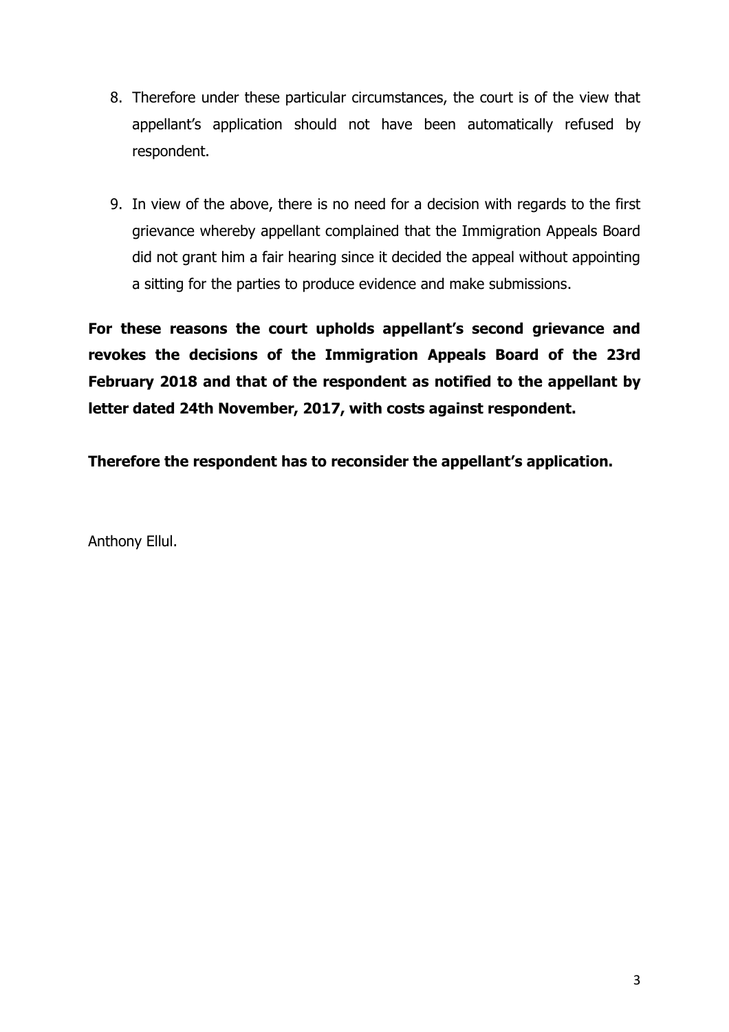8. Therefore under these particular circumstances, the court is of the view that appellant's application should not have been automatically refused by respondent.

9. In view of the above, there is no need for a decision with regards to the first grievance whereby appellant complained that the Immigration Appeals Board did not grant him a fair hearing since it decided the appeal without appointing a sitting for the parties to produce evidence and make submissions.

**For these reasons the court upholds appellant's second grievance and revokes the decisions of the Immigration Appeals Board of the 23rd February 2018 and that of the respondent as notified to the appellant by letter dated 24th November, 2017, with costs against respondent.**

**Therefore the respondent has to reconsider the appellant's application.**

Anthony Ellul.